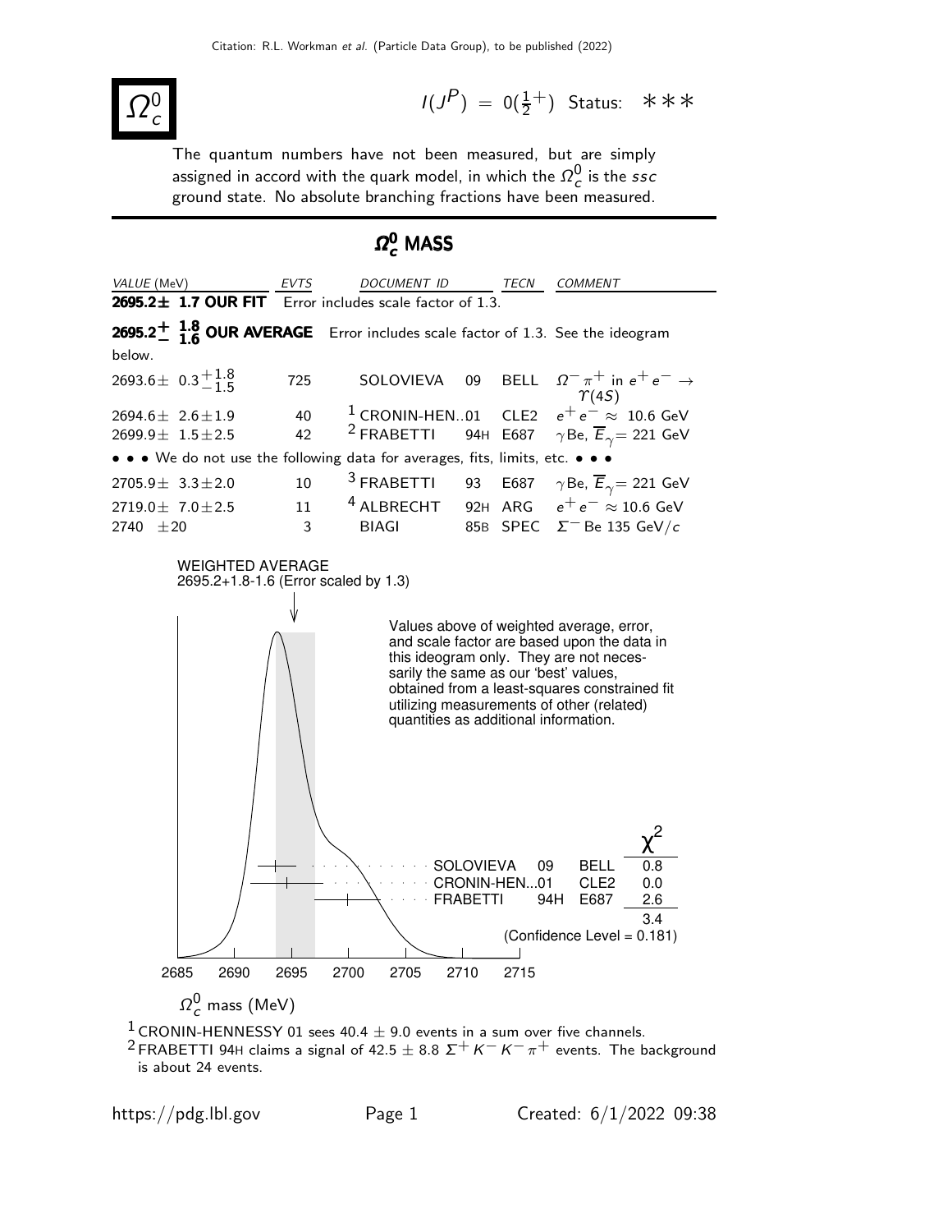# $\Omega_c^0$

$I(J^P) = 0(\frac{1}{2}^+)$ Status: ∗∗∗

The quantum numbers have not been measured, but are simply assigned in accord with the quark model, in which the $\Omega_c^0$ is the $ssc$ ground state. No absolute branching fractions have been measured.

## $\Omega_c^0$ MASS

| VALUE (MeV) | EVTS | DOCUMENT ID | | TECN | COMMENT |
|---|---|---|---|---|---|
| **2695.2± 1.7 OUR FIT** Error includes scale factor of 1.3. | | | | | |
| **$2695.2^{+1.8}_{-1.6}$ OUR AVERAGE** Error includes scale factor of 1.3. See the ideogram below. | | | | | |
| $2693.6 \pm 0.3^{+1.8}_{-1.5}$ | 725 | SOLOVIEVA | 09 | BELL | $\Omega^- \pi^+$ in $e^+ e^- \rightarrow \Upsilon(4S)$ |
| $2694.6 \pm 2.6 \pm 1.9$ | 40 | [1] CRONIN-HEN..01 | | CLE2 | $e^+ e^- \approx$ 10.6 GeV |
| $2699.9 \pm 1.5 \pm 2.5$ | 42 | [2] FRABETTI | 94H | E687 | $\gamma$Be, $\overline{E}_\gamma$= 221 GeV |
| • • • We do not use the following data for averages, fits, limits, etc. • • • | | | | | |
| $2705.9 \pm 3.3 \pm 2.0$ | 10 | [3] FRABETTI | 93 | E687 | $\gamma$Be, $\overline{E}_\gamma$= 221 GeV |
| $2719.0 \pm 7.0 \pm 2.5$ | 11 | [4] ALBRECHT | 92H | ARG | $e^+ e^- \approx$ 10.6 GeV |
| $2740 \pm 20$ | 3 | BIAGI | 85B | SPEC | $\Sigma^-$ Be 135 GeV/$c$ |

WEIGHTED AVERAGE
2695.2+1.8-1.6 (Error scaled by 1.3)

Values above of weighted average, error, and scale factor are based upon the data in this ideogram only. They are not necessarily the same as our 'best' values, obtained from a least-squares constrained fit utilizing measurements of other (related) quantities as additional information.

| | | | $\chi^2$ |
|---|---|---|---|
| SOLOVIEVA | 09 | BELL | 0.8 |
| CRONIN-HEN...01 | | CLE2 | 0.0 |
| FRABETTI | 94H | E687 | 2.6 |
| | | | 3.4 |

(Confidence Level = 0.181)

$\Omega_c^0$ mass (MeV)

[1] CRONIN-HENNESSY 01 sees 40.4 ± 9.0 events in a sum over five channels.

[2] FRABETTI 94H claims a signal of 42.5 ± 8.8 $\Sigma^+ K^- K^- \pi^+$ events. The background is about 24 events.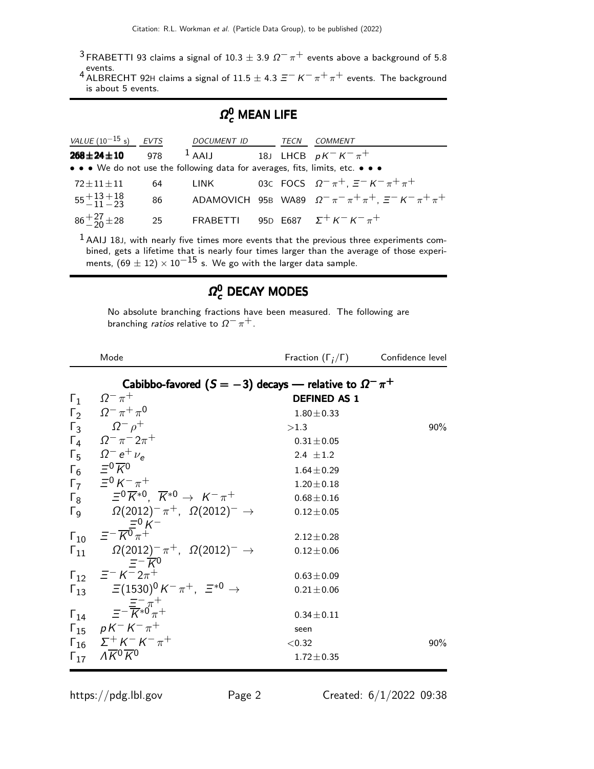[3] FRABETTI 93 claims a signal of $10.3 \pm 3.9$ $\Omega^- \pi^+$ events above a background of 5.8 events.

[4] ALBRECHT 92H claims a signal of $11.5 \pm 4.3$ $\Xi^- K^- \pi^+ \pi^+$ events. The background is about 5 events.

## $\Omega_c^0$ MEAN LIFE

| VALUE ($10^{-15}$ s) | EVTS | DOCUMENT ID | | TECN | COMMENT |
|---|---|---|---|---|---|
| **268±24±10** | 978 | [1] AAIJ | 18J | LHCB | $p K^- K^- \pi^+$ |
| • • • We do not use the following data for averages, fits, limits, etc. • • • | | | | | |
| $72 \pm 11 \pm 11$ | 64 | LINK | 03C | FOCS | $\Omega^- \pi^+$, $\Xi^- K^- \pi^+ \pi^+$ |
| $55^{+13}_{-11}{}^{+18}_{-23}$ | 86 | ADAMOVICH | 95B | WA89 | $\Omega^- \pi^- \pi^+ \pi^+$, $\Xi^- K^- \pi^+ \pi^+$ |
| $86^{+27}_{-20} \pm 28$ | 25 | FRABETTI | 95D | E687 | $\Sigma^+ K^- K^- \pi^+$ |

[1] AAIJ 18J, with nearly five times more events that the previous three experiments combined, gets a lifetime that is nearly four times larger than the average of those experiments, $(69 \pm 12) \times 10^{-15}$ s. We go with the larger data sample.

## $\Omega_c^0$ DECAY MODES

No absolute branching fractions have been measured. The following are branching *ratios* relative to $\Omega^- \pi^+$.

| | Mode | Fraction ($\Gamma_i/\Gamma$) | Confidence level |
|---|---|---|---|
| | **Cabibbo-favored ($S = -3$) decays — relative to $\Omega^- \pi^+$** | | |
| $\Gamma_1$ | $\Omega^- \pi^+$ | **DEFINED AS 1** | |
| $\Gamma_2$ | $\Omega^- \pi^+ \pi^0$ | $1.80 \pm 0.33$ | |
| $\Gamma_3$ | $\Omega^- \rho^+$ | $>1.3$ | 90% |
| $\Gamma_4$ | $\Omega^- \pi^- 2\pi^+$ | $0.31 \pm 0.05$ | |
| $\Gamma_5$ | $\Omega^- e^+ \nu_e$ | $2.4 \pm 1.2$ | |
| $\Gamma_6$ | $\Xi^0 \overline{K}^0$ | $1.64 \pm 0.29$ | |
| $\Gamma_7$ | $\Xi^0 K^- \pi^+$ | $1.20 \pm 0.18$ | |
| $\Gamma_8$ | $\Xi^0 \overline{K}^{*0}$, $\overline{K}^{*0} \to K^- \pi^+$ | $0.68 \pm 0.16$ | |
| $\Gamma_9$ | $\Omega(2012)^- \pi^+$, $\Omega(2012)^- \to \Xi^0 K^-$ | $0.12 \pm 0.05$ | |
| $\Gamma_{10}$ | $\Xi^- \overline{K}^0 \pi^+$ | $2.12 \pm 0.28$ | |
| $\Gamma_{11}$ | $\Omega(2012)^- \pi^+$, $\Omega(2012)^- \to \Xi^- \overline{K}^0$ | $0.12 \pm 0.06$ | |
| $\Gamma_{12}$ | $\Xi^- K^- 2\pi^+$ | $0.63 \pm 0.09$ | |
| $\Gamma_{13}$ | $\Xi(1530)^0 K^- \pi^+$, $\Xi^{*0} \to \Xi^- \pi^+$ | $0.21 \pm 0.06$ | |
| $\Gamma_{14}$ | $\Xi^- \overline{K}^{*0} \pi^+$ | $0.34 \pm 0.11$ | |
| $\Gamma_{15}$ | $p K^- K^- \pi^+$ | seen | |
| $\Gamma_{16}$ | $\Sigma^+ K^- K^- \pi^+$ | $<0.32$ | 90% |
| $\Gamma_{17}$ | $\Lambda \overline{K}^0 \overline{K}^0$ | $1.72 \pm 0.35$ | |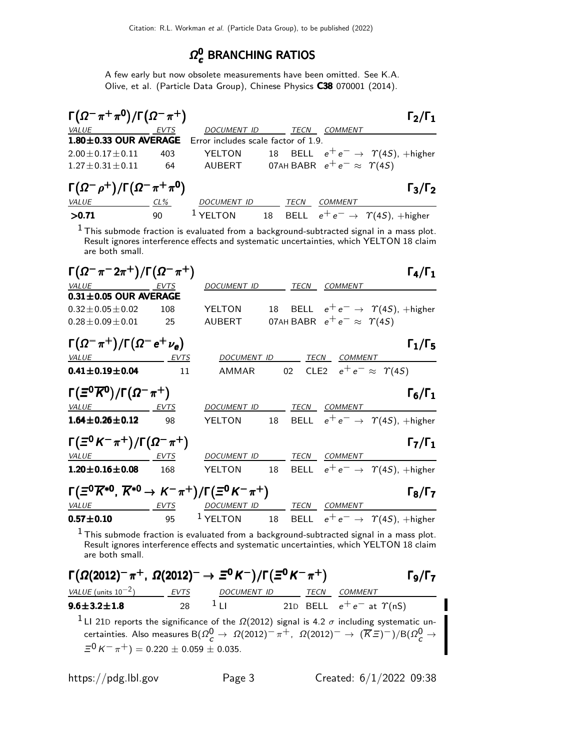# $\Omega_c^0$ BRANCHING RATIOS

A few early but now obsolete measurements have been omitted. See K.A. Olive, et al. (Particle Data Group), Chinese Physics **C38** 070001 (2014).

### $\Gamma(\Omega^-\pi^+\pi^0)/\Gamma(\Omega^-\pi^+)$ — $\Gamma_2/\Gamma_1$

| VALUE | EVTS | DOCUMENT ID | | TECN | COMMENT |
|---|---|---|---|---|---|
| **1.80±0.33 OUR AVERAGE** | Error includes scale factor of 1.9. | | | | |
| 2.00±0.17±0.11 | 403 | YELTON | 18 | BELL | $e^+e^- \rightarrow \Upsilon(4S)$, +higher |
| 1.27±0.31±0.11 | 64 | AUBERT | 07AH | BABR | $e^+e^- \approx \Upsilon(4S)$ |

### $\Gamma(\Omega^-\rho^+)/\Gamma(\Omega^-\pi^+\pi^0)$ — $\Gamma_3/\Gamma_2$

| VALUE | CL% | DOCUMENT ID | | TECN | COMMENT |
|---|---|---|---|---|---|
| **>0.71** | 90 | [1] YELTON | 18 | BELL | $e^+e^- \rightarrow \Upsilon(4S)$, +higher |

[1] This submode fraction is evaluated from a background-subtracted signal in a mass plot. Result ignores interference effects and systematic uncertainties, which YELTON 18 claim are both small.

### $\Gamma(\Omega^-\pi^-2\pi^+)/\Gamma(\Omega^-\pi^+)$ — $\Gamma_4/\Gamma_1$

| VALUE | EVTS | DOCUMENT ID | | TECN | COMMENT |
|---|---|---|---|---|---|
| **0.31±0.05 OUR AVERAGE** | | | | | |
| 0.32±0.05±0.02 | 108 | YELTON | 18 | BELL | $e^+e^- \rightarrow \Upsilon(4S)$, +higher |
| 0.28±0.09±0.01 | 25 | AUBERT | 07AH | BABR | $e^+e^- \approx \Upsilon(4S)$ |

### $\Gamma(\Omega^-\pi^+)/\Gamma(\Omega^- e^+\nu_e)$ — $\Gamma_1/\Gamma_5$

| VALUE | EVTS | DOCUMENT ID | | TECN | COMMENT |
|---|---|---|---|---|---|
| **0.41±0.19±0.04** | 11 | AMMAR | 02 | CLE2 | $e^+e^- \approx \Upsilon(4S)$ |

### $\Gamma(\Xi^0\overline{K}^0)/\Gamma(\Omega^-\pi^+)$ — $\Gamma_6/\Gamma_1$

| VALUE | EVTS | DOCUMENT ID | | TECN | COMMENT |
|---|---|---|---|---|---|
| **1.64±0.26±0.12** | 98 | YELTON | 18 | BELL | $e^+e^- \rightarrow \Upsilon(4S)$, +higher |

### $\Gamma(\Xi^0 K^-\pi^+)/\Gamma(\Omega^-\pi^+)$ — $\Gamma_7/\Gamma_1$

| VALUE | EVTS | DOCUMENT ID | | TECN | COMMENT |
|---|---|---|---|---|---|
| **1.20±0.16±0.08** | 168 | YELTON | 18 | BELL | $e^+e^- \rightarrow \Upsilon(4S)$, +higher |

### $\Gamma(\Xi^0\overline{K}^{*0},\ \overline{K}^{*0}\rightarrow K^-\pi^+)/\Gamma(\Xi^0 K^-\pi^+)$ — $\Gamma_8/\Gamma_7$

| VALUE | EVTS | DOCUMENT ID | | TECN | COMMENT |
|---|---|---|---|---|---|
| **0.57±0.10** | 95 | [1] YELTON | 18 | BELL | $e^+e^- \rightarrow \Upsilon(4S)$, +higher |

[1] This submode fraction is evaluated from a background-subtracted signal in a mass plot. Result ignores interference effects and systematic uncertainties, which YELTON 18 claim are both small.

### $\Gamma(\Omega(2012)^-\pi^+,\ \Omega(2012)^-\rightarrow\Xi^0 K^-)/\Gamma(\Xi^0 K^-\pi^+)$ — $\Gamma_9/\Gamma_7$

| VALUE (units $10^{-2}$) | EVTS | DOCUMENT ID | | TECN | COMMENT |
|---|---|---|---|---|---|
| **9.6±3.2±1.8** | 28 | [1] LI | 21D | BELL | $e^+e^-$ at $\Upsilon(nS)$ |

[1] LI 21D reports the significance of the $\Omega(2012)$ signal is 4.2 $\sigma$ including systematic uncertainties. Also measures $B(\Omega_c^0 \rightarrow \Omega(2012)^-\pi^+,\ \Omega(2012)^- \rightarrow (\overline{K}\Xi)^-)/B(\Omega_c^0 \rightarrow \Xi^0 K^-\pi^+) = 0.220 \pm 0.059 \pm 0.035$.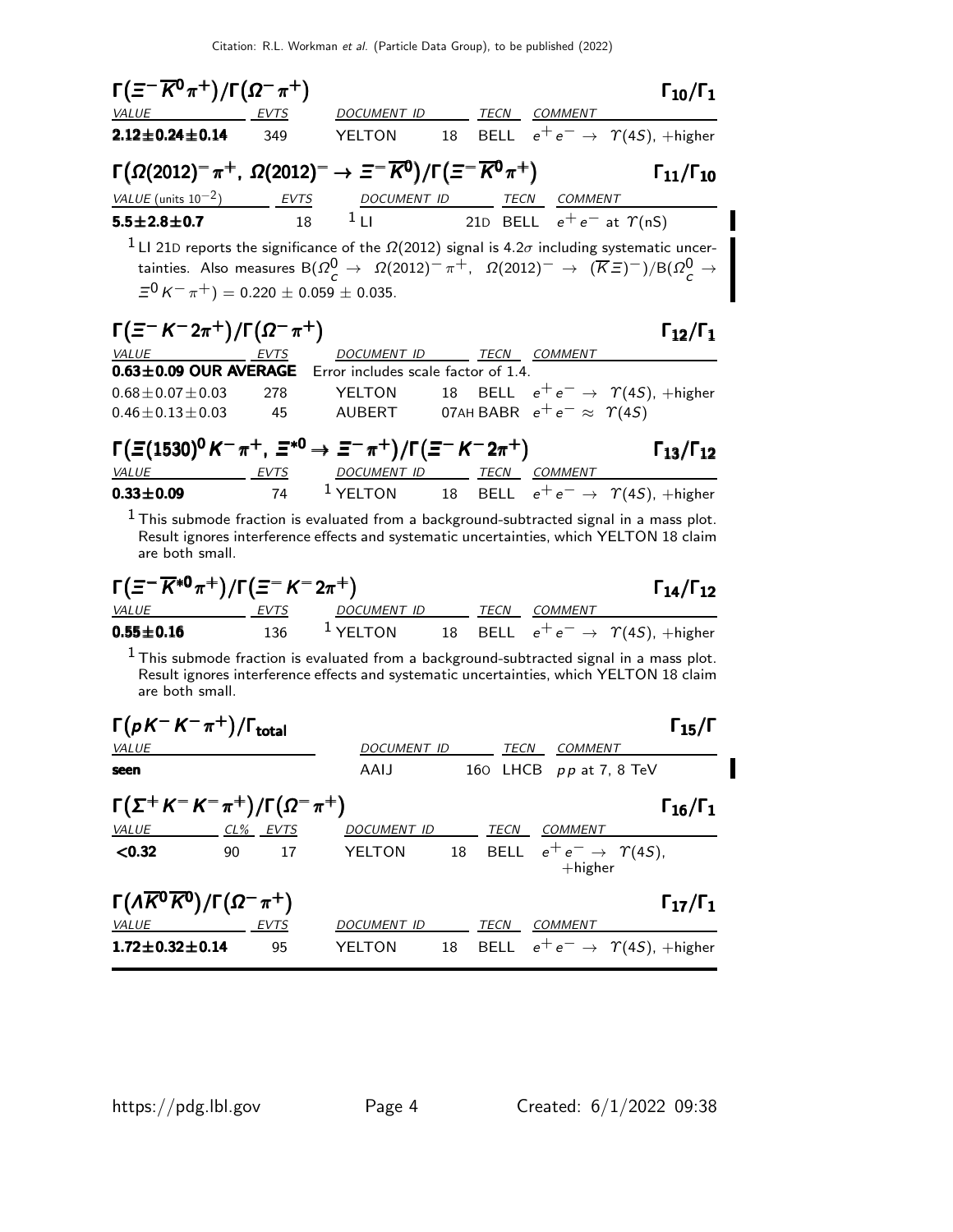### $\Gamma(\Xi^- \overline{K}^0 \pi^+)/\Gamma(\Omega^- \pi^+)$ — $\Gamma_{10}/\Gamma_1$

| VALUE | EVTS | DOCUMENT ID | | TECN | COMMENT |
|---|---|---|---|---|---|
| **2.12±0.24±0.14** | 349 | YELTON | 18 | BELL | $e^+e^- \to \Upsilon(4S)$, +higher |

### $\Gamma(\Omega(2012)^- \pi^+,\ \Omega(2012)^- \to \Xi^- \overline{K}^0)/\Gamma(\Xi^- \overline{K}^0 \pi^+)$ — $\Gamma_{11}/\Gamma_{10}$

| VALUE (units $10^{-2}$) | EVTS | DOCUMENT ID | | TECN | COMMENT |
|---|---|---|---|---|---|
| **5.5±2.8±0.7** | 18 | [1] LI | 21D | BELL | $e^+e^-$ at $\Upsilon(nS)$ |

[1] LI 21D reports the significance of the $\Omega(2012)$ signal is 4.2$\sigma$ including systematic uncertainties. Also measures B($\Omega_c^0 \to \Omega(2012)^- \pi^+,\ \Omega(2012)^- \to (\overline{K}\Xi)^-$)/B($\Omega_c^0 \to \Xi^0 K^- \pi^+$) = 0.220 ± 0.059 ± 0.035.

### $\Gamma(\Xi^- K^- 2\pi^+)/\Gamma(\Omega^- \pi^+)$ — $\Gamma_{12}/\Gamma_1$

| VALUE | EVTS | DOCUMENT ID | | TECN | COMMENT |
|---|---|---|---|---|---|
| **0.63±0.09 OUR AVERAGE** | | Error includes scale factor of 1.4. | | | |
| 0.68±0.07±0.03 | 278 | YELTON | 18 | BELL | $e^+e^- \to \Upsilon(4S)$, +higher |
| 0.46±0.13±0.03 | 45 | AUBERT | 07AH | BABR | $e^+e^- \approx \Upsilon(4S)$ |

### $\Gamma(\Xi(1530)^0 K^- \pi^+,\ \Xi^{*0} \to \Xi^- \pi^+)/\Gamma(\Xi^- K^- 2\pi^+)$ — $\Gamma_{13}/\Gamma_{12}$

| VALUE | EVTS | DOCUMENT ID | | TECN | COMMENT |
|---|---|---|---|---|---|
| **0.33±0.09** | 74 | [1] YELTON | 18 | BELL | $e^+e^- \to \Upsilon(4S)$, +higher |

[1] This submode fraction is evaluated from a background-subtracted signal in a mass plot. Result ignores interference effects and systematic uncertainties, which YELTON 18 claim are both small.

### $\Gamma(\Xi^- \overline{K}^{*0} \pi^+)/\Gamma(\Xi^- K^- 2\pi^+)$ — $\Gamma_{14}/\Gamma_{12}$

| VALUE | EVTS | DOCUMENT ID | | TECN | COMMENT |
|---|---|---|---|---|---|
| **0.55±0.16** | 136 | [1] YELTON | 18 | BELL | $e^+e^- \to \Upsilon(4S)$, +higher |

[1] This submode fraction is evaluated from a background-subtracted signal in a mass plot. Result ignores interference effects and systematic uncertainties, which YELTON 18 claim are both small.

### $\Gamma(p K^- K^- \pi^+)/\Gamma_{total}$ — $\Gamma_{15}/\Gamma$

| VALUE | DOCUMENT ID | | TECN | COMMENT |
|---|---|---|---|---|
| **seen** | AAIJ | 16O | LHCB | $pp$ at 7, 8 TeV |

### $\Gamma(\Sigma^+ K^- K^- \pi^+)/\Gamma(\Omega^- \pi^+)$ — $\Gamma_{16}/\Gamma_1$

| VALUE | CL% | EVTS | DOCUMENT ID | | TECN | COMMENT |
|---|---|---|---|---|---|---|
| **<0.32** | 90 | 17 | YELTON | 18 | BELL | $e^+e^- \to \Upsilon(4S)$, +higher |

### $\Gamma(\Lambda \overline{K}^0 \overline{K}^0)/\Gamma(\Omega^- \pi^+)$ — $\Gamma_{17}/\Gamma_1$

| VALUE | EVTS | DOCUMENT ID | | TECN | COMMENT |
|---|---|---|---|---|---|
| **1.72±0.32±0.14** | 95 | YELTON | 18 | BELL | $e^+e^- \to \Upsilon(4S)$, +higher |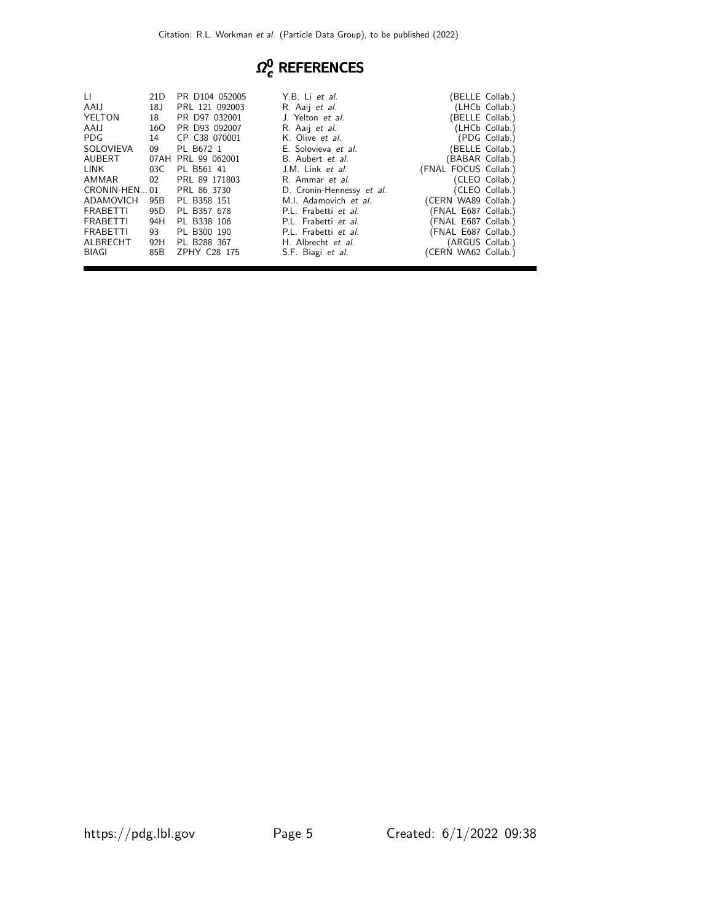# $\Omega_c^0$ REFERENCES

| | | | | |
|---|---|---|---|---|
| LI | 21D | PR D104 052005 | Y.B. Li *et al.* | (BELLE Collab.) |
| AAIJ | 18J | PRL 121 092003 | R. Aaij *et al.* | (LHCb Collab.) |
| YELTON | 18 | PR D97 032001 | J. Yelton *et al.* | (BELLE Collab.) |
| AAIJ | 16O | PR D93 092007 | R. Aaij *et al.* | (LHCb Collab.) |
| PDG | 14 | CP C38 070001 | K. Olive *et al.* | (PDG Collab.) |
| SOLOVIEVA | 09 | PL B672 1 | E. Solovieva *et al.* | (BELLE Collab.) |
| AUBERT | 07AH | PRL 99 062001 | B. Aubert *et al.* | (BABAR Collab.) |
| LINK | 03C | PL B561 41 | J.M. Link *et al.* | (FNAL FOCUS Collab.) |
| AMMAR | 02 | PRL 89 171803 | R. Ammar *et al.* | (CLEO Collab.) |
| CRONIN-HEN... | 01 | PRL 86 3730 | D. Cronin-Hennessy *et al.* | (CLEO Collab.) |
| ADAMOVICH | 95B | PL B358 151 | M.I. Adamovich *et al.* | (CERN WA89 Collab.) |
| FRABETTI | 95D | PL B357 678 | P.L. Frabetti *et al.* | (FNAL E687 Collab.) |
| FRABETTI | 94H | PL B338 106 | P.L. Frabetti *et al.* | (FNAL E687 Collab.) |
| FRABETTI | 93 | PL B300 190 | P.L. Frabetti *et al.* | (FNAL E687 Collab.) |
| ALBRECHT | 92H | PL B288 367 | H. Albrecht *et al.* | (ARGUS Collab.) |
| BIAGI | 85B | ZPHY C28 175 | S.F. Biagi *et al.* | (CERN WA62 Collab.) |